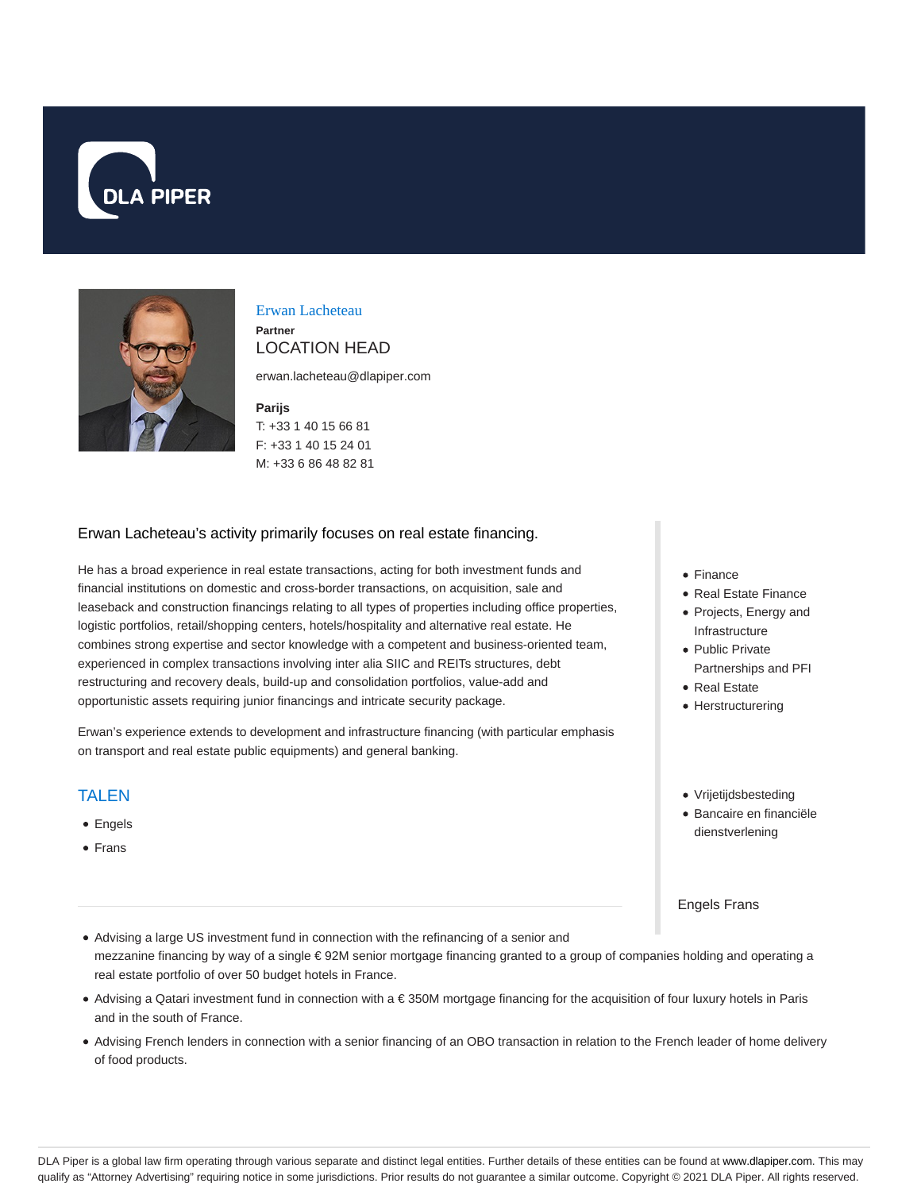# Erwan Lacheteau

**Partner**

LOCATION HEAD

erwan.lacheteau@dlapiper.com

**Parijs**

T: +33 1 40 15 66 81

F: +33 1 40 15 24 01

M: +33 6 86 48 82 81

Erwan Lacheteau's activity primarily focuses on real estate financing.

He has a broad experience in real estate transactions, acting for both investment funds and financial institutions on domestic and cross-border transactions, on acquisition, sale and leaseback and construction financings relating to all types of properties including office properties, logistic portfolios, retail/shopping centers, hotels/hospitality and alternative real estate. He combines strong expertise and sector knowledge with a competent and business-oriented team, experienced in complex transactions involving inter alia SIIC and REITs structures, debt restructuring and recovery deals, build-up and consolidation portfolios, value-add and opportunistic assets requiring junior financings and intricate security package.

Erwan's experience extends to development and infrastructure financing (with particular emphasis on transport and real estate public equipments) and general banking.

- Finance
- Real Estate Finance
- Projects, Energy and Infrastructure
- Public Private Partnerships and PFI
- Real Estate
- Herstructurering

- Vrijetijdsbesteding
- Bancaire en financiële dienstverlening

## TALEN

- Engels
- Frans

Engels Frans

- Advising a large US investment fund in connection with the refinancing of a senior and mezzanine financing by way of a single € 92M senior mortgage financing granted to a group of companies holding and operating a real estate portfolio of over 50 budget hotels in France.
- Advising a Qatari investment fund in connection with a € 350M mortgage financing for the acquisition of four luxury hotels in Paris and in the south of France.
- Advising French lenders in connection with a senior financing of an OBO transaction in relation to the French leader of home delivery of food products.

DLA Piper is a global law firm operating through various separate and distinct legal entities. Further details of these entities can be found at www.dlapiper.com. This may qualify as "Attorney Advertising" requiring notice in some jurisdictions. Prior results do not guarantee a similar outcome. Copyright © 2021 DLA Piper. All rights reserved.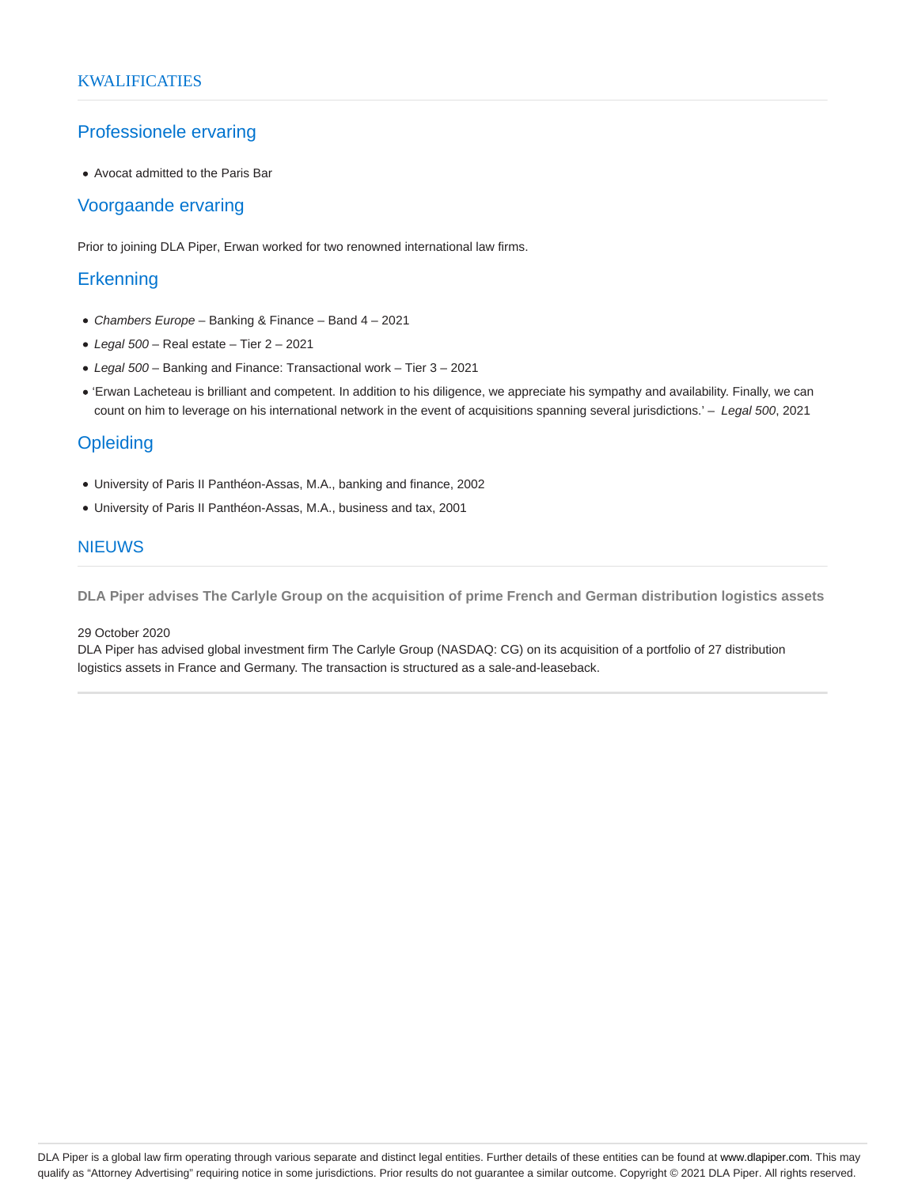## KWALIFICATIES

### Professionele ervaring

- Avocat admitted to the Paris Bar

### Voorgaande ervaring

Prior to joining DLA Piper, Erwan worked for two renowned international law firms.

### Erkenning

- *Chambers Europe* – Banking & Finance – Band 4 – 2021
- *Legal 500* – Real estate – Tier 2 – 2021
- *Legal 500* – Banking and Finance: Transactional work – Tier 3 – 2021
- 'Erwan Lacheteau is brilliant and competent. In addition to his diligence, we appreciate his sympathy and availability. Finally, we can count on him to leverage on his international network in the event of acquisitions spanning several jurisdictions.' – *Legal 500*, 2021

### Opleiding

- University of Paris II Panthéon-Assas, M.A., banking and finance, 2002
- University of Paris II Panthéon-Assas, M.A., business and tax, 2001

## NIEUWS

**DLA Piper advises The Carlyle Group on the acquisition of prime French and German distribution logistics assets**

29 October 2020
DLA Piper has advised global investment firm The Carlyle Group (NASDAQ: CG) on its acquisition of a portfolio of 27 distribution logistics assets in France and Germany. The transaction is structured as a sale-and-leaseback.

DLA Piper is a global law firm operating through various separate and distinct legal entities. Further details of these entities can be found at www.dlapiper.com. This may qualify as "Attorney Advertising" requiring notice in some jurisdictions. Prior results do not guarantee a similar outcome. Copyright © 2021 DLA Piper. All rights reserved.